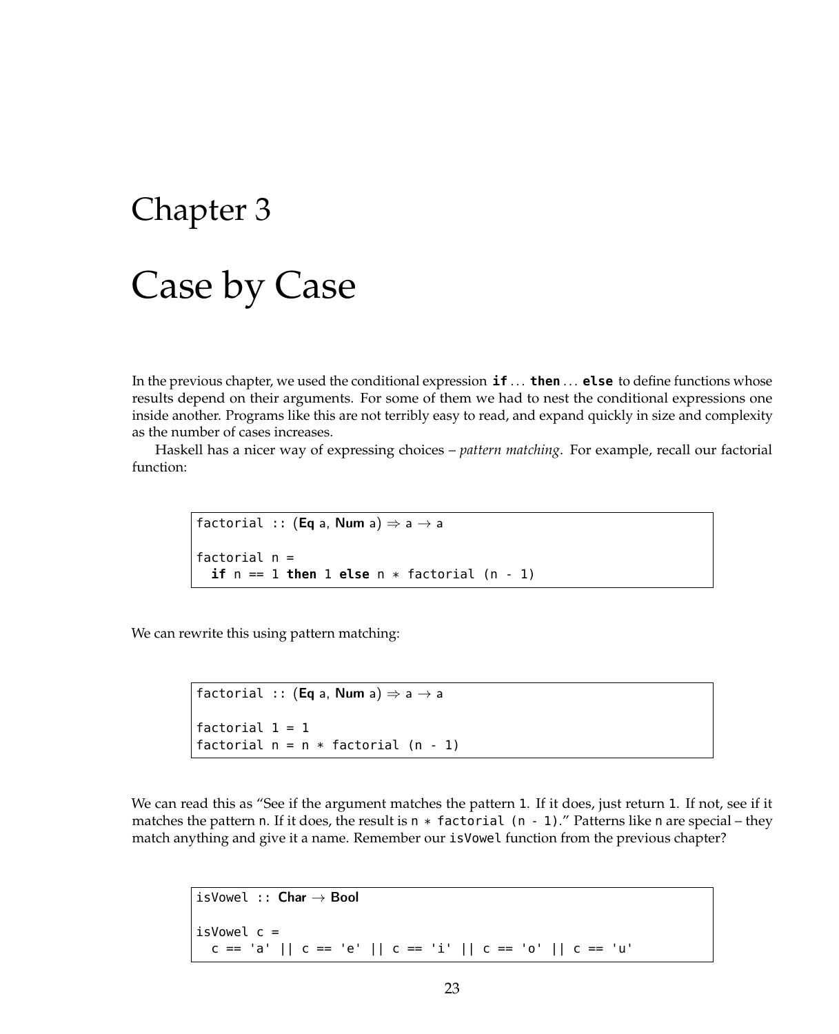# Chapter 3

# Case by Case

In the previous chapter, we used the conditional expression **if** ... **then** ... **else** to define functions whose results depend on their arguments. For some of them we had to nest the conditional expressions one inside another. Programs like this are not terribly easy to read, and expand quickly in size and complexity as the number of cases increases.

Haskell has a nicer way of expressing choices – *pattern matching*. For example, recall our factorial function:

```
factorial :: (Eq a, Num a) ⇒ a → a

factorial n =
  if n == 1 then 1 else n * factorial (n - 1)
```

We can rewrite this using pattern matching:

```
factorial :: (Eq a, Num a) ⇒ a → a

factorial 1 = 1
factorial n = n * factorial (n - 1)
```

We can read this as "See if the argument matches the pattern `1`. If it does, just return `1`. If not, see if it matches the pattern `n`. If it does, the result is `n * factorial (n - 1)`." Patterns like `n` are special – they match anything and give it a name. Remember our `isVowel` function from the previous chapter?

```
isVowel :: Char → Bool

isVowel c =
  c == 'a' || c == 'e' || c == 'i' || c == 'o' || c == 'u'
```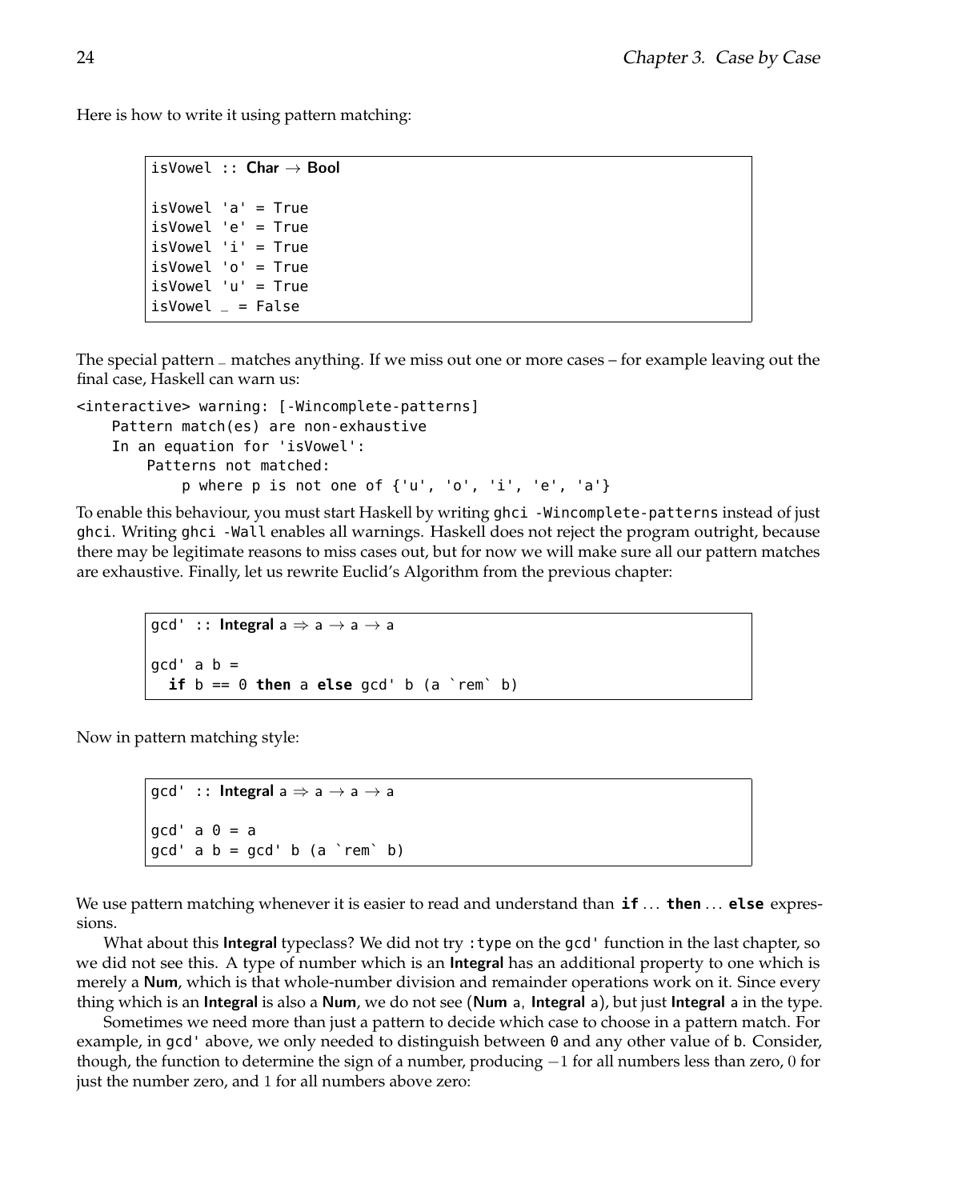Here is how to write it using pattern matching:

```
isVowel :: Char → Bool

isVowel 'a' = True
isVowel 'e' = True
isVowel 'i' = True
isVowel 'o' = True
isVowel 'u' = True
isVowel _ = False
```

The special pattern _ matches anything. If we miss out one or more cases – for example leaving out the final case, Haskell can warn us:

```
<interactive> warning: [-Wincomplete-patterns]
    Pattern match(es) are non-exhaustive
    In an equation for 'isVowel':
        Patterns not matched:
            p where p is not one of {'u', 'o', 'i', 'e', 'a'}
```

To enable this behaviour, you must start Haskell by writing `ghci -Wincomplete-patterns` instead of just `ghci`. Writing `ghci -Wall` enables all warnings. Haskell does not reject the program outright, because there may be legitimate reasons to miss cases out, but for now we will make sure all our pattern matches are exhaustive. Finally, let us rewrite Euclid's Algorithm from the previous chapter:

```
gcd' :: Integral a ⇒ a → a → a

gcd' a b =
  if b == 0 then a else gcd' b (a `rem` b)
```

Now in pattern matching style:

```
gcd' :: Integral a ⇒ a → a → a

gcd' a 0 = a
gcd' a b = gcd' b (a `rem` b)
```

We use pattern matching whenever it is easier to read and understand than **if** ... **then** ... **else** expressions.

What about this **Integral** typeclass? We did not try `:type` on the `gcd'` function in the last chapter, so we did not see this. A type of number which is an **Integral** has an additional property to one which is merely a **Num**, which is that whole-number division and remainder operations work on it. Since every thing which is an **Integral** is also a **Num**, we do not see (**Num** a, **Integral** a), but just **Integral** a in the type.

Sometimes we need more than just a pattern to decide which case to choose in a pattern match. For example, in `gcd'` above, we only needed to distinguish between `0` and any other value of `b`. Consider, though, the function to determine the sign of a number, producing $-1$ for all numbers less than zero, $0$ for just the number zero, and $1$ for all numbers above zero: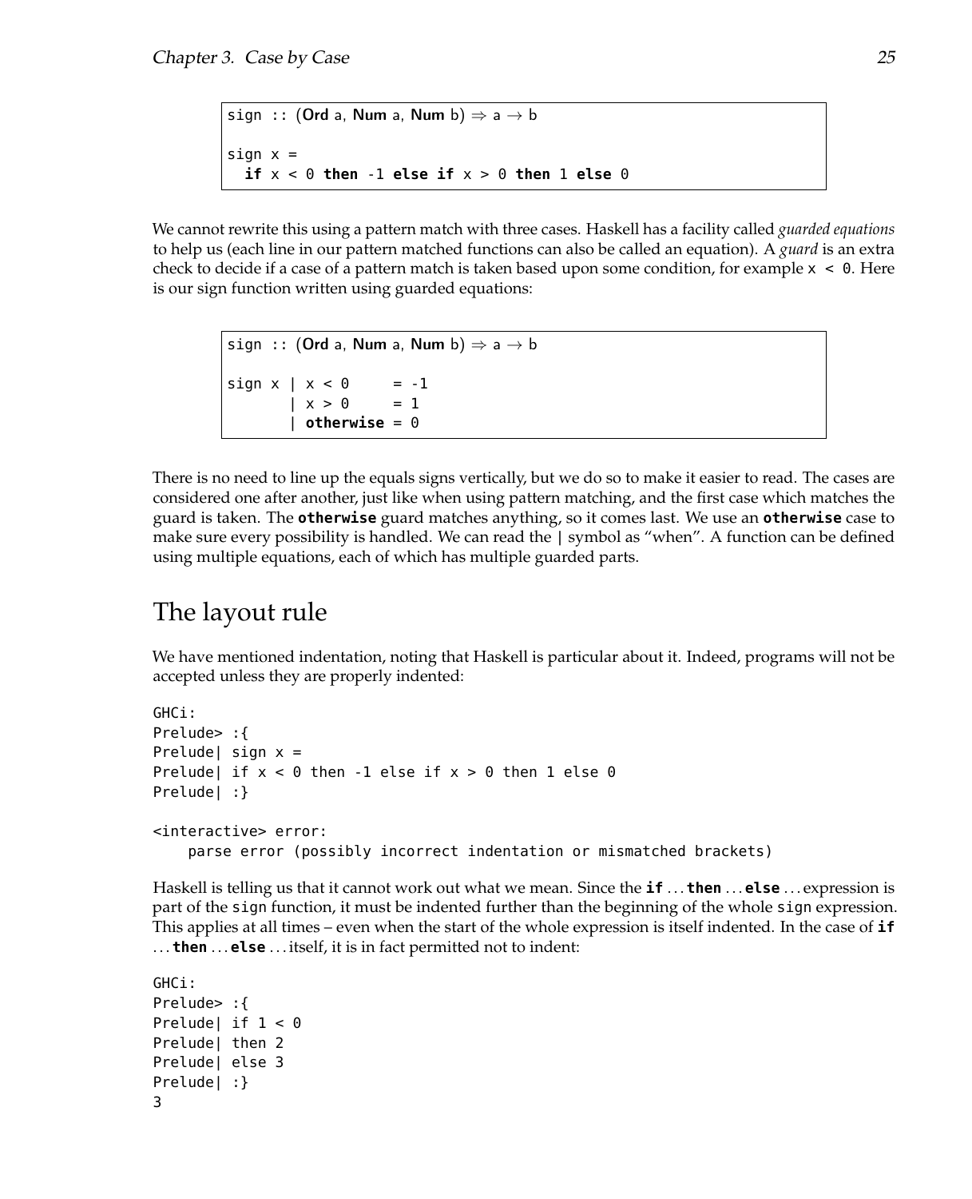```
sign :: (Ord a, Num a, Num b) ⇒ a → b

sign x =
  if x < 0 then -1 else if x > 0 then 1 else 0
```

We cannot rewrite this using a pattern match with three cases. Haskell has a facility called *guarded equations* to help us (each line in our pattern matched functions can also be called an equation). A *guard* is an extra check to decide if a case of a pattern match is taken based upon some condition, for example `x < 0`. Here is our sign function written using guarded equations:

```
sign :: (Ord a, Num a, Num b) ⇒ a → b

sign x | x < 0     = -1
       | x > 0     = 1
       | otherwise = 0
```

There is no need to line up the equals signs vertically, but we do so to make it easier to read. The cases are considered one after another, just like when using pattern matching, and the first case which matches the guard is taken. The **`otherwise`** guard matches anything, so it comes last. We use an **`otherwise`** case to make sure every possibility is handled. We can read the `|` symbol as "when". A function can be defined using multiple equations, each of which has multiple guarded parts.

## The layout rule

We have mentioned indentation, noting that Haskell is particular about it. Indeed, programs will not be accepted unless they are properly indented:

```
GHCi:
Prelude> :{
Prelude| sign x =
Prelude| if x < 0 then -1 else if x > 0 then 1 else 0
Prelude| :}

<interactive> error:
    parse error (possibly incorrect indentation or mismatched brackets)
```

Haskell is telling us that it cannot work out what we mean. Since the **`if`** ... **`then`** ... **`else`** ... expression is part of the `sign` function, it must be indented further than the beginning of the whole `sign` expression. This applies at all times – even when the start of the whole expression is itself indented. In the case of **`if`** ... **`then`** ... **`else`** ... itself, it is in fact permitted not to indent:

```
GHCi:
Prelude> :{
Prelude| if 1 < 0
Prelude| then 2
Prelude| else 3
Prelude| :}
3
```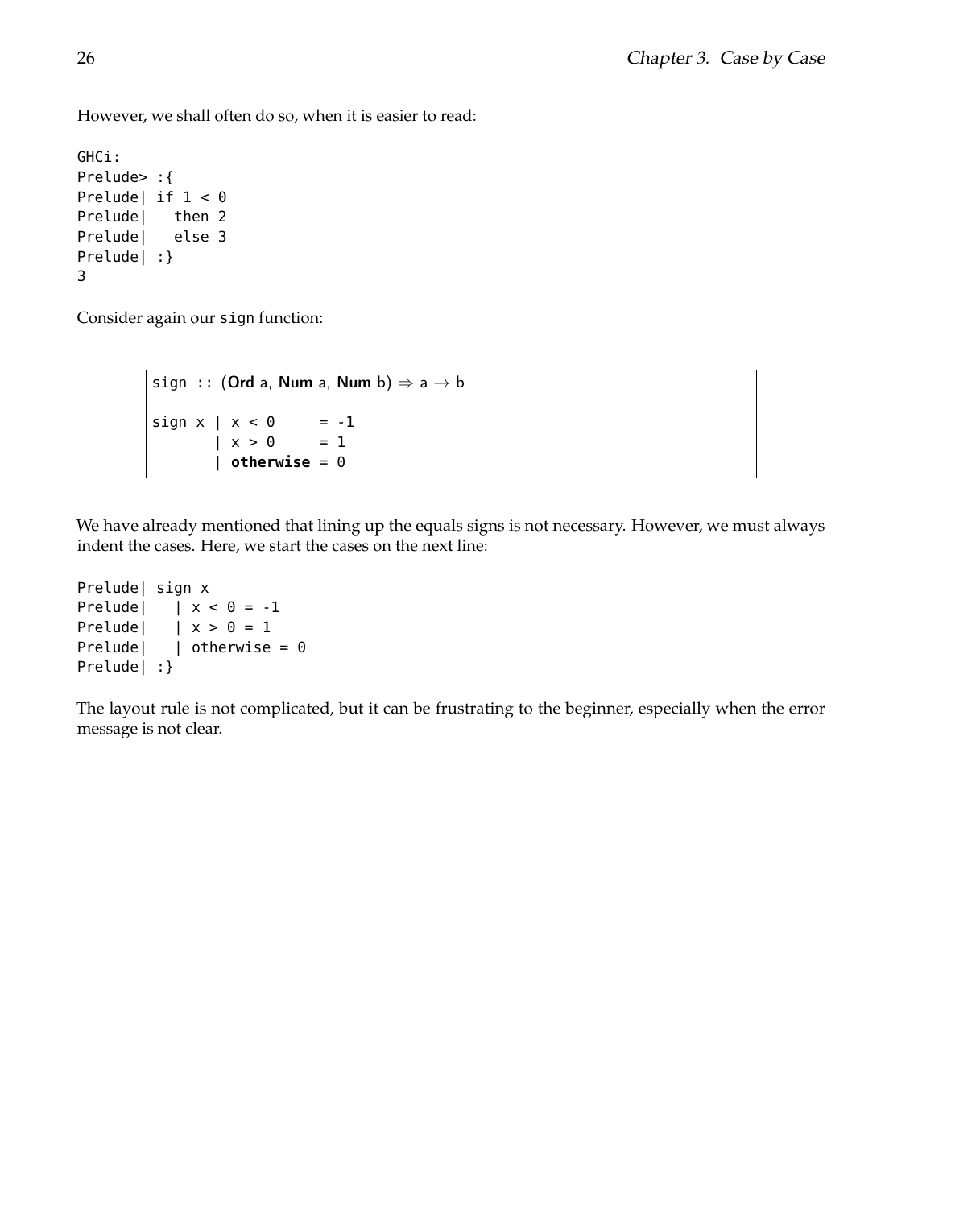However, we shall often do so, when it is easier to read:

```
GHCi:
Prelude> :{
Prelude| if 1 < 0
Prelude|   then 2
Prelude|   else 3
Prelude| :}
3
```

Consider again our `sign` function:

```
sign :: (Ord a, Num a, Num b) ⇒ a → b

sign x | x < 0     = -1
       | x > 0     = 1
       | otherwise = 0
```

We have already mentioned that lining up the equals signs is not necessary. However, we must always indent the cases. Here, we start the cases on the next line:

```
Prelude| sign x
Prelude|   | x < 0 = -1
Prelude|   | x > 0 = 1
Prelude|   | otherwise = 0
Prelude| :}
```

The layout rule is not complicated, but it can be frustrating to the beginner, especially when the error message is not clear.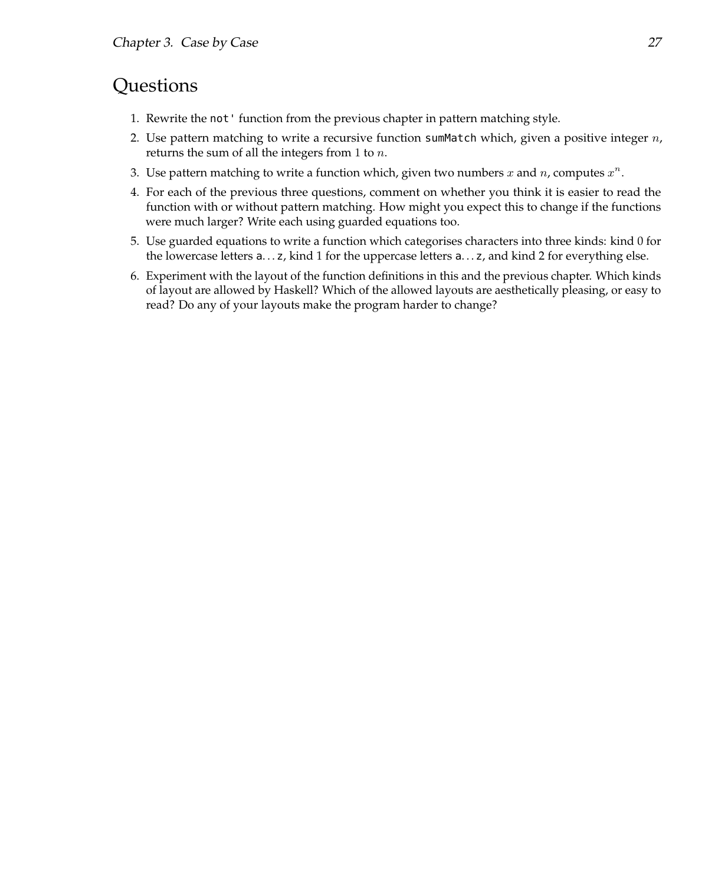# Questions

1. Rewrite the `not'` function from the previous chapter in pattern matching style.
2. Use pattern matching to write a recursive function `sumMatch` which, given a positive integer $n$, returns the sum of all the integers from $1$ to $n$.
3. Use pattern matching to write a function which, given two numbers $x$ and $n$, computes $x^n$.
4. For each of the previous three questions, comment on whether you think it is easier to read the function with or without pattern matching. How might you expect this to change if the functions were much larger? Write each using guarded equations too.
5. Use guarded equations to write a function which categorises characters into three kinds: kind 0 for the lowercase letters `a`. . . `z`, kind 1 for the uppercase letters `a`. . . `z`, and kind 2 for everything else.
6. Experiment with the layout of the function definitions in this and the previous chapter. Which kinds of layout are allowed by Haskell? Which of the allowed layouts are aesthetically pleasing, or easy to read? Do any of your layouts make the program harder to change?